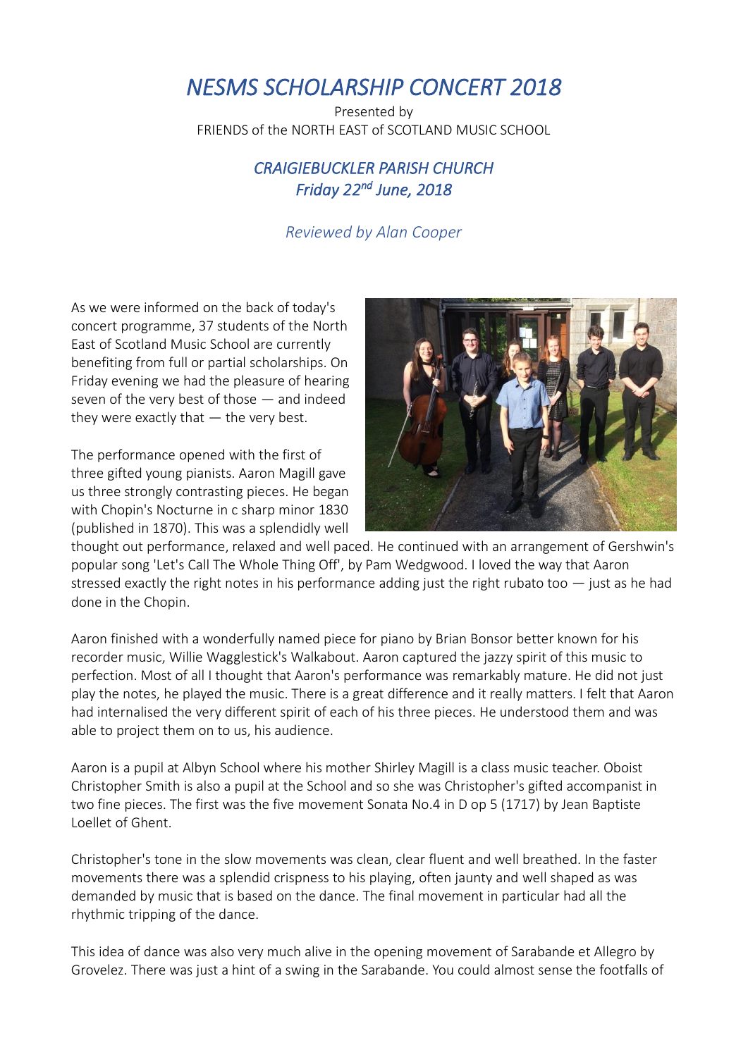# *NESMS SCHOLARSHIP CONCERT 2018*

Presented by
FRIENDS of the NORTH EAST of SCOTLAND MUSIC SCHOOL

## *CRAIGIEBUCKLER PARISH CHURCH*
## *Friday 22nd June, 2018*

*Reviewed by Alan Cooper*

As we were informed on the back of today's concert programme, 37 students of the North East of Scotland Music School are currently benefiting from full or partial scholarships. On Friday evening we had the pleasure of hearing seven of the very best of those — and indeed they were exactly that — the very best.

The performance opened with the first of three gifted young pianists. Aaron Magill gave us three strongly contrasting pieces. He began with Chopin's Nocturne in c sharp minor 1830 (published in 1870). This was a splendidly well thought out performance, relaxed and well paced. He continued with an arrangement of Gershwin's popular song 'Let's Call The Whole Thing Off', by Pam Wedgwood. I loved the way that Aaron stressed exactly the right notes in his performance adding just the right rubato too — just as he had done in the Chopin.

Aaron finished with a wonderfully named piece for piano by Brian Bonsor better known for his recorder music, Willie Wagglestick's Walkabout. Aaron captured the jazzy spirit of this music to perfection. Most of all I thought that Aaron's performance was remarkably mature. He did not just play the notes, he played the music. There is a great difference and it really matters. I felt that Aaron had internalised the very different spirit of each of his three pieces. He understood them and was able to project them on to us, his audience.

Aaron is a pupil at Albyn School where his mother Shirley Magill is a class music teacher. Oboist Christopher Smith is also a pupil at the School and so she was Christopher's gifted accompanist in two fine pieces. The first was the five movement Sonata No.4 in D op 5 (1717) by Jean Baptiste Loellet of Ghent.

Christopher's tone in the slow movements was clean, clear fluent and well breathed. In the faster movements there was a splendid crispness to his playing, often jaunty and well shaped as was demanded by music that is based on the dance. The final movement in particular had all the rhythmic tripping of the dance.

This idea of dance was also very much alive in the opening movement of Sarabande et Allegro by Grovelez. There was just a hint of a swing in the Sarabande. You could almost sense the footfalls of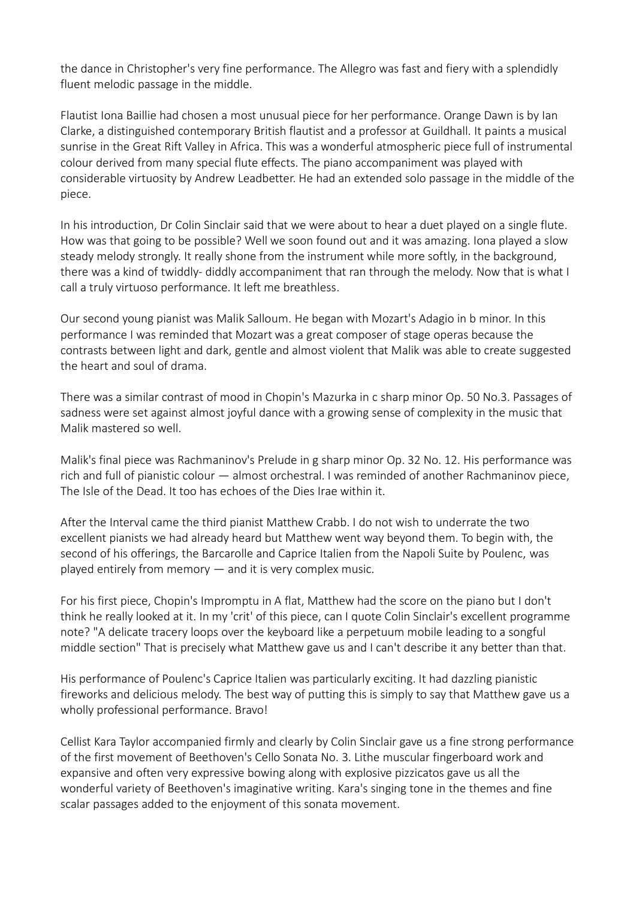the dance in Christopher's very fine performance. The Allegro was fast and fiery with a splendidly fluent melodic passage in the middle.

Flautist Iona Baillie had chosen a most unusual piece for her performance. Orange Dawn is by Ian Clarke, a distinguished contemporary British flautist and a professor at Guildhall. It paints a musical sunrise in the Great Rift Valley in Africa. This was a wonderful atmospheric piece full of instrumental colour derived from many special flute effects. The piano accompaniment was played with considerable virtuosity by Andrew Leadbetter. He had an extended solo passage in the middle of the piece.

In his introduction, Dr Colin Sinclair said that we were about to hear a duet played on a single flute. How was that going to be possible? Well we soon found out and it was amazing. Iona played a slow steady melody strongly. It really shone from the instrument while more softly, in the background, there was a kind of twiddly- diddly accompaniment that ran through the melody. Now that is what I call a truly virtuoso performance. It left me breathless.

Our second young pianist was Malik Salloum. He began with Mozart's Adagio in b minor. In this performance I was reminded that Mozart was a great composer of stage operas because the contrasts between light and dark, gentle and almost violent that Malik was able to create suggested the heart and soul of drama.

There was a similar contrast of mood in Chopin's Mazurka in c sharp minor Op. 50 No.3. Passages of sadness were set against almost joyful dance with a growing sense of complexity in the music that Malik mastered so well.

Malik's final piece was Rachmaninov's Prelude in g sharp minor Op. 32 No. 12. His performance was rich and full of pianistic colour — almost orchestral. I was reminded of another Rachmaninov piece, The Isle of the Dead. It too has echoes of the Dies Irae within it.

After the Interval came the third pianist Matthew Crabb. I do not wish to underrate the two excellent pianists we had already heard but Matthew went way beyond them. To begin with, the second of his offerings, the Barcarolle and Caprice Italien from the Napoli Suite by Poulenc, was played entirely from memory — and it is very complex music.

For his first piece, Chopin's Impromptu in A flat, Matthew had the score on the piano but I don't think he really looked at it. In my 'crit' of this piece, can I quote Colin Sinclair's excellent programme note? "A delicate tracery loops over the keyboard like a perpetuum mobile leading to a songful middle section" That is precisely what Matthew gave us and I can't describe it any better than that.

His performance of Poulenc's Caprice Italien was particularly exciting. It had dazzling pianistic fireworks and delicious melody. The best way of putting this is simply to say that Matthew gave us a wholly professional performance. Bravo!

Cellist Kara Taylor accompanied firmly and clearly by Colin Sinclair gave us a fine strong performance of the first movement of Beethoven's Cello Sonata No. 3. Lithe muscular fingerboard work and expansive and often very expressive bowing along with explosive pizzicatos gave us all the wonderful variety of Beethoven's imaginative writing. Kara's singing tone in the themes and fine scalar passages added to the enjoyment of this sonata movement.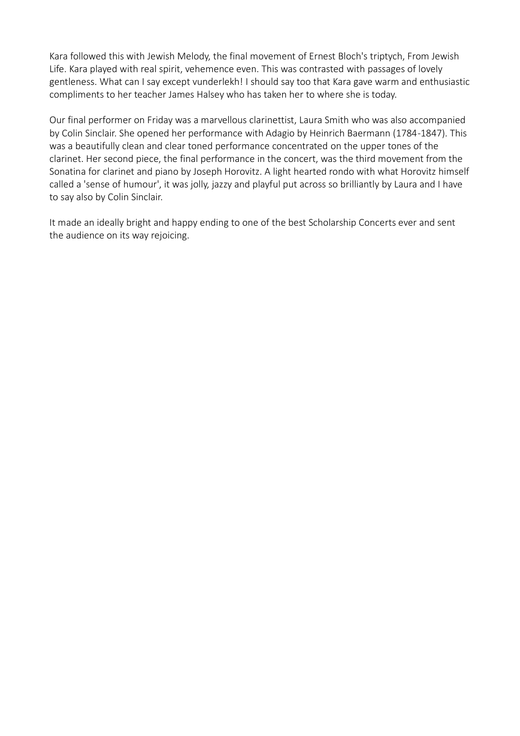Kara followed this with Jewish Melody, the final movement of Ernest Bloch's triptych, From Jewish Life. Kara played with real spirit, vehemence even. This was contrasted with passages of lovely gentleness. What can I say except vunderlekh! I should say too that Kara gave warm and enthusiastic compliments to her teacher James Halsey who has taken her to where she is today.

Our final performer on Friday was a marvellous clarinettist, Laura Smith who was also accompanied by Colin Sinclair. She opened her performance with Adagio by Heinrich Baermann (1784-1847). This was a beautifully clean and clear toned performance concentrated on the upper tones of the clarinet. Her second piece, the final performance in the concert, was the third movement from the Sonatina for clarinet and piano by Joseph Horovitz. A light hearted rondo with what Horovitz himself called a 'sense of humour', it was jolly, jazzy and playful put across so brilliantly by Laura and I have to say also by Colin Sinclair.

It made an ideally bright and happy ending to one of the best Scholarship Concerts ever and sent the audience on its way rejoicing.